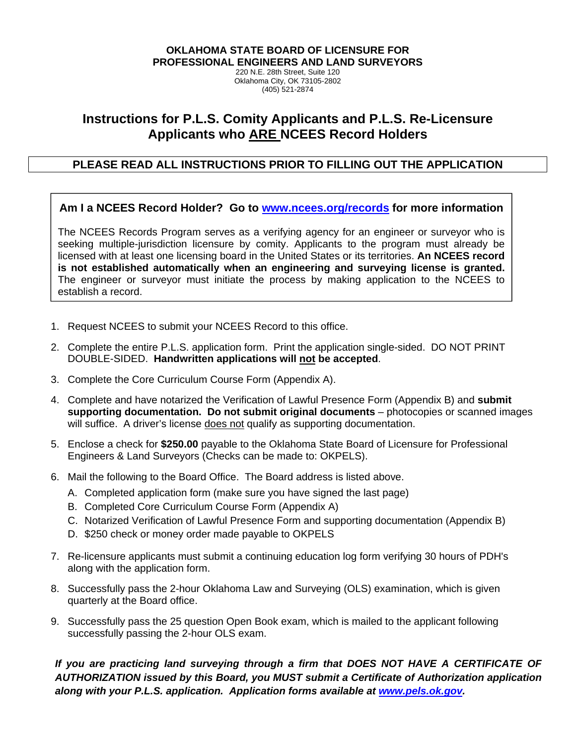**OKLAHOMA STATE BOARD OF LICENSURE FOR PROFESSIONAL ENGINEERS AND LAND SURVEYORS**

220 N.E. 28th Street, Suite 120
Oklahoma City, OK 73105-2802
(405) 521-2874

# Instructions for P.L.S. Comity Applicants and P.L.S. Re-Licensure Applicants who ARE NCEES Record Holders

## PLEASE READ ALL INSTRUCTIONS PRIOR TO FILLING OUT THE APPLICATION

**Am I a NCEES Record Holder? Go to [www.ncees.org/records](www.ncees.org/records) for more information**

The NCEES Records Program serves as a verifying agency for an engineer or surveyor who is seeking multiple-jurisdiction licensure by comity. Applicants to the program must already be licensed with at least one licensing board in the United States or its territories. **An NCEES record is not established automatically when an engineering and surveying license is granted.** The engineer or surveyor must initiate the process by making application to the NCEES to establish a record.

1. Request NCEES to submit your NCEES Record to this office.
2. Complete the entire P.L.S. application form. Print the application single-sided. DO NOT PRINT DOUBLE-SIDED. **Handwritten applications will not be accepted**.
3. Complete the Core Curriculum Course Form (Appendix A).
4. Complete and have notarized the Verification of Lawful Presence Form (Appendix B) and **submit supporting documentation. Do not submit original documents** – photocopies or scanned images will suffice. A driver's license does not qualify as supporting documentation.
5. Enclose a check for **$250.00** payable to the Oklahoma State Board of Licensure for Professional Engineers & Land Surveyors (Checks can be made to: OKPELS).
6. Mail the following to the Board Office. The Board address is listed above.
   - A. Completed application form (make sure you have signed the last page)
   - B. Completed Core Curriculum Course Form (Appendix A)
   - C. Notarized Verification of Lawful Presence Form and supporting documentation (Appendix B)
   - D. $250 check or money order made payable to OKPELS
7. Re-licensure applicants must submit a continuing education log form verifying 30 hours of PDH's along with the application form.
8. Successfully pass the 2-hour Oklahoma Law and Surveying (OLS) examination, which is given quarterly at the Board office.
9. Successfully pass the 25 question Open Book exam, which is mailed to the applicant following successfully passing the 2-hour OLS exam.

***If you are practicing land surveying through a firm that DOES NOT HAVE A CERTIFICATE OF AUTHORIZATION issued by this Board, you MUST submit a Certificate of Authorization application along with your P.L.S. application. Application forms available at [www.pels.ok.gov](www.pels.ok.gov).***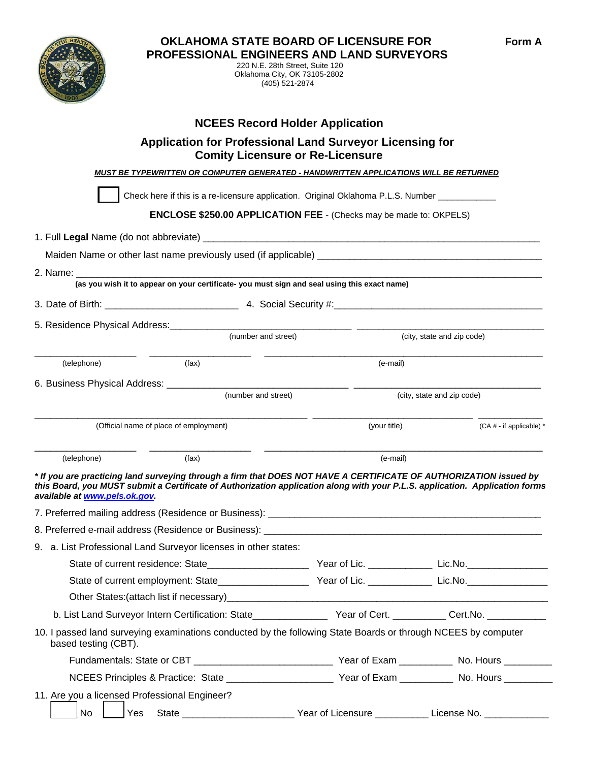# OKLAHOMA STATE BOARD OF LICENSURE FOR PROFESSIONAL ENGINEERS AND LAND SURVEYORS

**Form A**

220 N.E. 28th Street, Suite 120
Oklahoma City, OK 73105-2802
(405) 521-2874

## NCEES Record Holder Application

## Application for Professional Land Surveyor Licensing for Comity Licensure or Re-Licensure

***MUST BE TYPEWRITTEN OR COMPUTER GENERATED - HANDWRITTEN APPLICATIONS WILL BE RETURNED***

☐ Check here if this is a re-licensure application. Original Oklahoma P.L.S. Number ___________

**ENCLOSE $250.00 APPLICATION FEE** - (Checks may be made to: OKPELS)

1. Full **Legal** Name (do not abbreviate) ____________________________________________

   Maiden Name or other last name previously used (if applicable) ____________________________

2. Name: ____________________________________________
   **(as you wish it to appear on your certificate- you must sign and seal using this exact name)**

3. Date of Birth: ______________________ 4. Social Security #:______________________________

5. Residence Physical Address:______________________________ ______________________________
   (number and street) (city, state and zip code)

   _______________ _______________ ______________________________
   (telephone) (fax) (e-mail)

6. Business Physical Address: ______________________________ ______________________________
   (number and street) (city, state and zip code)

   ______________________________ ______________________________ ___________
   (Official name of place of employment) (your title) (CA # - if applicable) *

   _______________ _______________ ______________________________
   (telephone) (fax) (e-mail)

***** If you are practicing land surveying through a firm that DOES NOT HAVE A CERTIFICATE OF AUTHORIZATION issued by this Board, you MUST submit a Certificate of Authorization application along with your P.L.S. application. Application forms available at www.pels.ok.gov.***

7. Preferred mailing address (Residence or Business): ____________________________________________

8. Preferred e-mail address (Residence or Business): ____________________________________________

9. a. List Professional Land Surveyor licenses in other states:

   State of current residence: State_________________ Year of Lic. ___________ Lic.No.______________

   State of current employment: State_______________ Year of Lic. ___________ Lic.No.______________

   Other States:(attach list if necessary)____________________________________________

   b. List Land Surveyor Intern Certification: State_____________ Year of Cert. _________ Cert.No. __________

10. I passed land surveying examinations conducted by the following State Boards or through NCEES by computer based testing (CBT).

    Fundamentals: State or CBT _______________________ Year of Exam _________ No. Hours ________

    NCEES Principles & Practice: State __________________ Year of Exam _________ No. Hours ________

11. Are you a licensed Professional Engineer?

    ☐ No ☐ Yes State ___________________ Year of Licensure _________ License No. ___________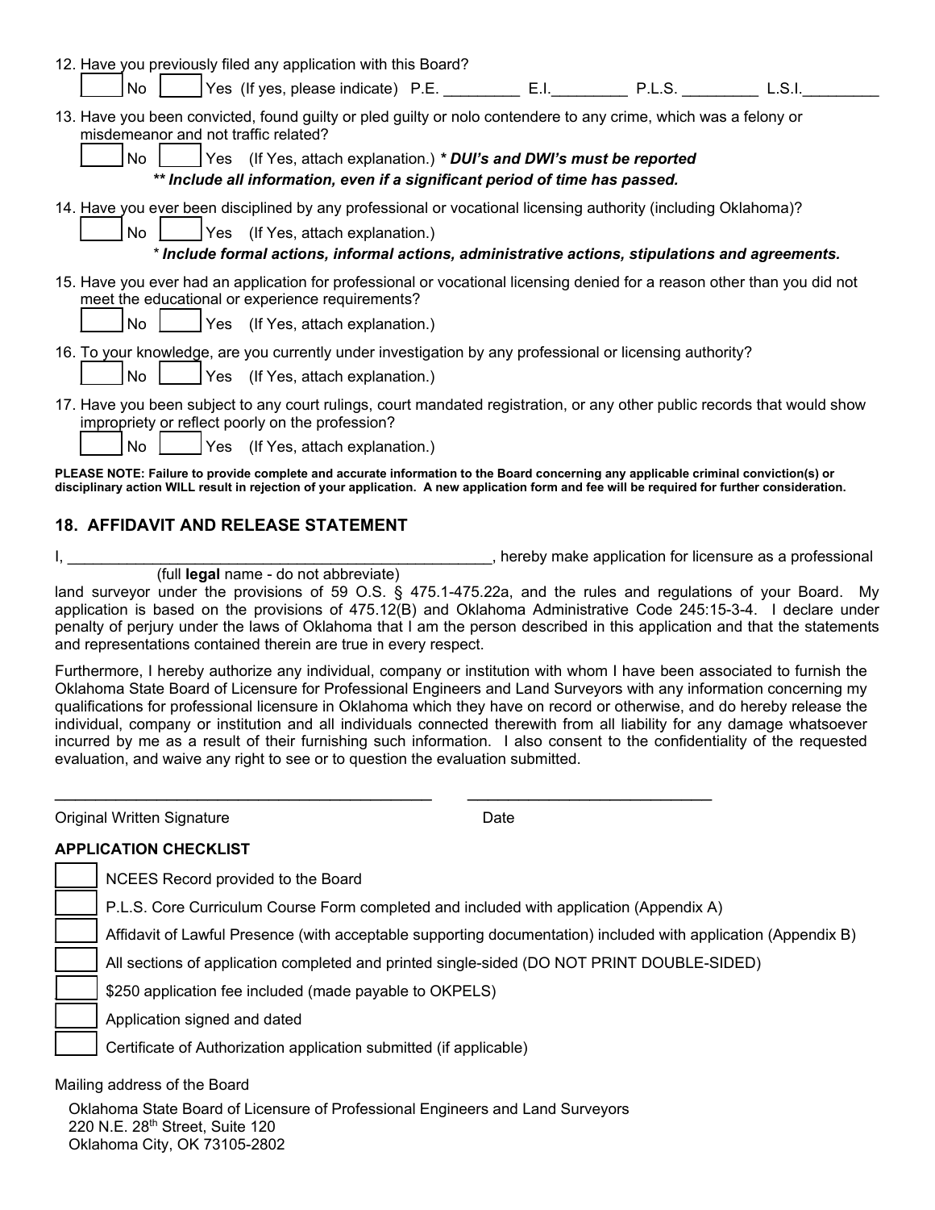12. Have you previously filed any application with this Board?

☐ No ☐ Yes (If yes, please indicate) P.E. _________ E.I._________ P.L.S. _________ L.S.I._________

13. Have you been convicted, found guilty or pled guilty or nolo contendere to any crime, which was a felony or misdemeanor and not traffic related?

☐ No ☐ Yes (If Yes, attach explanation.) ***\* DUI's and DWI's must be reported***

***\*\* Include all information, even if a significant period of time has passed.***

14. Have you ever been disciplined by any professional or vocational licensing authority (including Oklahoma)?

☐ No ☐ Yes (If Yes, attach explanation.)

\* ***Include formal actions, informal actions, administrative actions, stipulations and agreements.***

15. Have you ever had an application for professional or vocational licensing denied for a reason other than you did not meet the educational or experience requirements?

☐ No ☐ Yes (If Yes, attach explanation.)

16. To your knowledge, are you currently under investigation by any professional or licensing authority?

☐ No ☐ Yes (If Yes, attach explanation.)

17. Have you been subject to any court rulings, court mandated registration, or any other public records that would show impropriety or reflect poorly on the profession?

☐ No ☐ Yes (If Yes, attach explanation.)

**PLEASE NOTE: Failure to provide complete and accurate information to the Board concerning any applicable criminal conviction(s) or disciplinary action WILL result in rejection of your application. A new application form and fee will be required for further consideration.**

## 18. AFFIDAVIT AND RELEASE STATEMENT

I, ____________________________________________________, hereby make application for licensure as a professional
(full **legal** name - do not abbreviate)
land surveyor under the provisions of 59 O.S. § 475.1-475.22a, and the rules and regulations of your Board. My application is based on the provisions of 475.12(B) and Oklahoma Administrative Code 245:15-3-4. I declare under penalty of perjury under the laws of Oklahoma that I am the person described in this application and that the statements and representations contained therein are true in every respect.

Furthermore, I hereby authorize any individual, company or institution with whom I have been associated to furnish the Oklahoma State Board of Licensure for Professional Engineers and Land Surveyors with any information concerning my qualifications for professional licensure in Oklahoma which they have on record or otherwise, and do hereby release the individual, company or institution and all individuals connected therewith from all liability for any damage whatsoever incurred by me as a result of their furnishing such information. I also consent to the confidentiality of the requested evaluation, and waive any right to see or to question the evaluation submitted.

_____________________________________________ _____________________________

Original Written Signature Date

**APPLICATION CHECKLIST**

☐ NCEES Record provided to the Board

☐ P.L.S. Core Curriculum Course Form completed and included with application (Appendix A)

☐ Affidavit of Lawful Presence (with acceptable supporting documentation) included with application (Appendix B)

☐ All sections of application completed and printed single-sided (DO NOT PRINT DOUBLE-SIDED)

☐ $250 application fee included (made payable to OKPELS)

☐ Application signed and dated

☐ Certificate of Authorization application submitted (if applicable)

Mailing address of the Board

Oklahoma State Board of Licensure of Professional Engineers and Land Surveyors
220 N.E. 28th Street, Suite 120
Oklahoma City, OK 73105-2802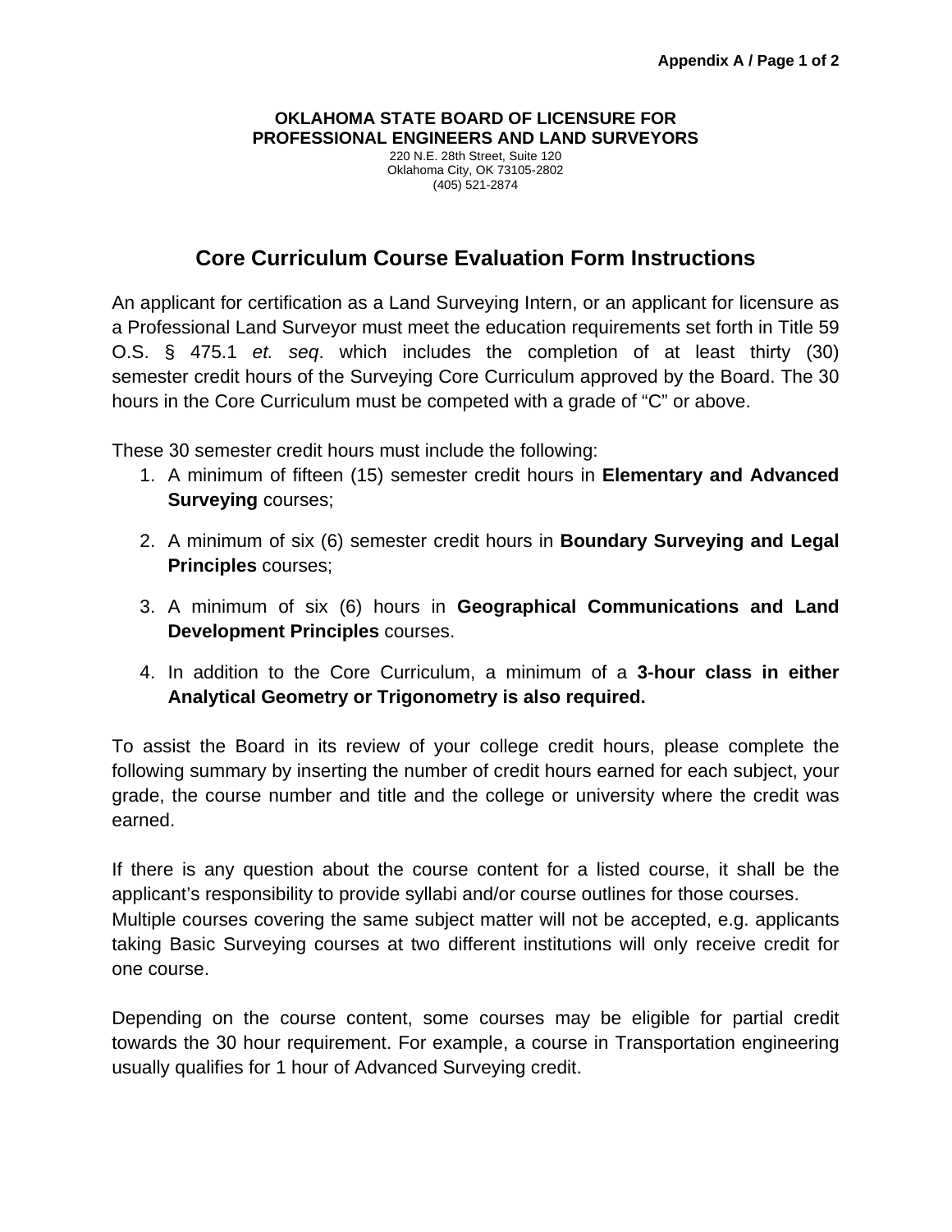**OKLAHOMA STATE BOARD OF LICENSURE FOR PROFESSIONAL ENGINEERS AND LAND SURVEYORS**

220 N.E. 28th Street, Suite 120
Oklahoma City, OK 73105-2802
(405) 521-2874

# Core Curriculum Course Evaluation Form Instructions

An applicant for certification as a Land Surveying Intern, or an applicant for licensure as a Professional Land Surveyor must meet the education requirements set forth in Title 59 O.S. § 475.1 *et. seq*. which includes the completion of at least thirty (30) semester credit hours of the Surveying Core Curriculum approved by the Board. The 30 hours in the Core Curriculum must be competed with a grade of "C" or above.

These 30 semester credit hours must include the following:

1. A minimum of fifteen (15) semester credit hours in **Elementary and Advanced Surveying** courses;
2. A minimum of six (6) semester credit hours in **Boundary Surveying and Legal Principles** courses;
3. A minimum of six (6) hours in **Geographical Communications and Land Development Principles** courses.
4. In addition to the Core Curriculum, a minimum of a **3-hour class in either Analytical Geometry or Trigonometry is also required.**

To assist the Board in its review of your college credit hours, please complete the following summary by inserting the number of credit hours earned for each subject, your grade, the course number and title and the college or university where the credit was earned.

If there is any question about the course content for a listed course, it shall be the applicant's responsibility to provide syllabi and/or course outlines for those courses.
Multiple courses covering the same subject matter will not be accepted, e.g. applicants taking Basic Surveying courses at two different institutions will only receive credit for one course.

Depending on the course content, some courses may be eligible for partial credit towards the 30 hour requirement. For example, a course in Transportation engineering usually qualifies for 1 hour of Advanced Surveying credit.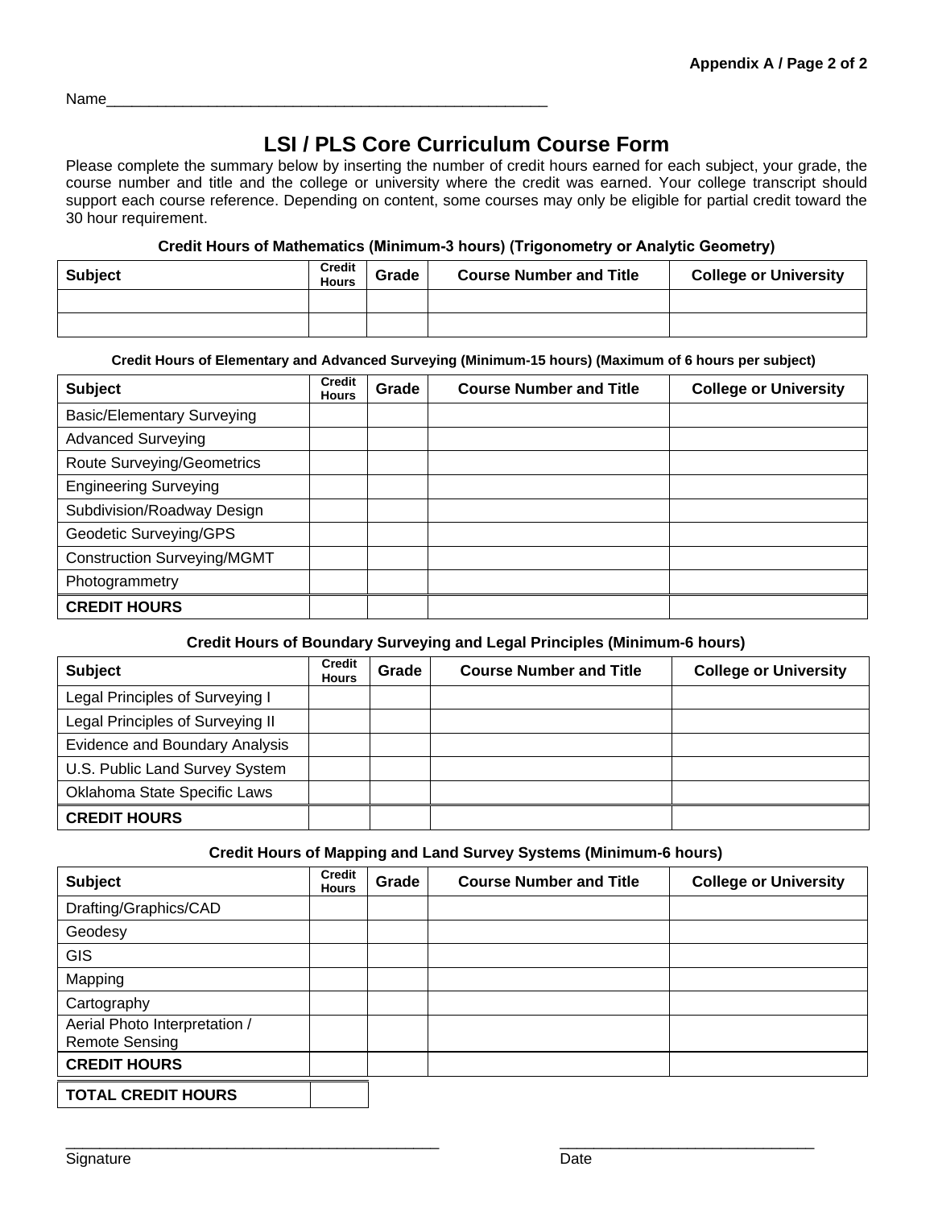Appendix A / Page 2 of 2

Name_______________________________________________________

# LSI / PLS Core Curriculum Course Form

Please complete the summary below by inserting the number of credit hours earned for each subject, your grade, the course number and title and the college or university where the credit was earned. Your college transcript should support each course reference. Depending on content, some courses may only be eligible for partial credit toward the 30 hour requirement.

**Credit Hours of Mathematics (Minimum-3 hours) (Trigonometry or Analytic Geometry)**

| Subject | Credit Hours | Grade | Course Number and Title | College or University |
|---|---|---|---|---|
| | | | | |
| | | | | |

**Credit Hours of Elementary and Advanced Surveying (Minimum-15 hours) (Maximum of 6 hours per subject)**

| Subject | Credit Hours | Grade | Course Number and Title | College or University |
|---|---|---|---|---|
| Basic/Elementary Surveying | | | | |
| Advanced Surveying | | | | |
| Route Surveying/Geometrics | | | | |
| Engineering Surveying | | | | |
| Subdivision/Roadway Design | | | | |
| Geodetic Surveying/GPS | | | | |
| Construction Surveying/MGMT | | | | |
| Photogrammetry | | | | |
| **CREDIT HOURS** | | | | |

**Credit Hours of Boundary Surveying and Legal Principles (Minimum-6 hours)**

| Subject | Credit Hours | Grade | Course Number and Title | College or University |
|---|---|---|---|---|
| Legal Principles of Surveying I | | | | |
| Legal Principles of Surveying II | | | | |
| Evidence and Boundary Analysis | | | | |
| U.S. Public Land Survey System | | | | |
| Oklahoma State Specific Laws | | | | |
| **CREDIT HOURS** | | | | |

**Credit Hours of Mapping and Land Survey Systems (Minimum-6 hours)**

| Subject | Credit Hours | Grade | Course Number and Title | College or University |
|---|---|---|---|---|
| Drafting/Graphics/CAD | | | | |
| Geodesy | | | | |
| GIS | | | | |
| Mapping | | | | |
| Cartography | | | | |
| Aerial Photo Interpretation / Remote Sensing | | | | |
| **CREDIT HOURS** | | | | |

| **TOTAL CREDIT HOURS** | |
|---|---|

_______________________________________________ Signature

_______________________________ Date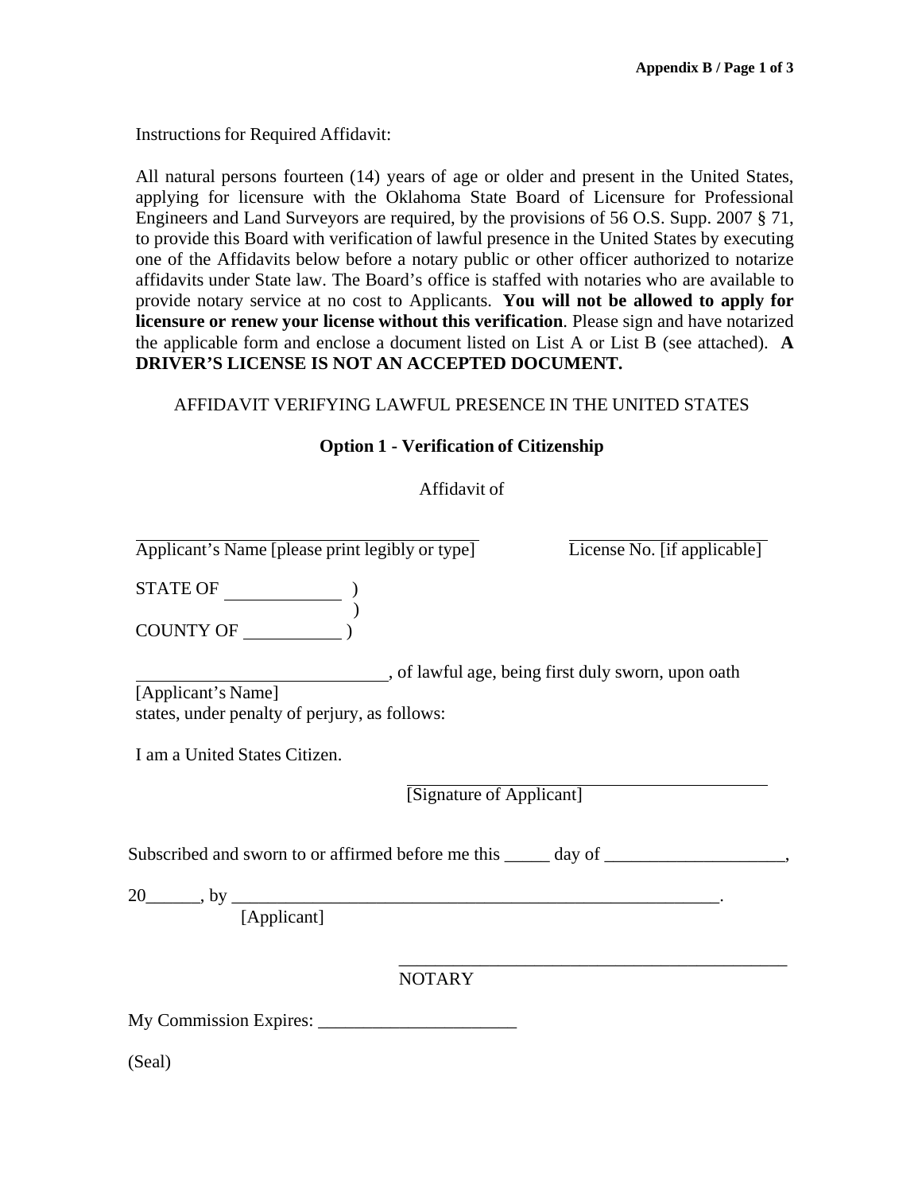Instructions for Required Affidavit:

All natural persons fourteen (14) years of age or older and present in the United States, applying for licensure with the Oklahoma State Board of Licensure for Professional Engineers and Land Surveyors are required, by the provisions of 56 O.S. Supp. 2007 § 71, to provide this Board with verification of lawful presence in the United States by executing one of the Affidavits below before a notary public or other officer authorized to notarize affidavits under State law. The Board's office is staffed with notaries who are available to provide notary service at no cost to Applicants. **You will not be allowed to apply for licensure or renew your license without this verification**. Please sign and have notarized the applicable form and enclose a document listed on List A or List B (see attached). **A DRIVER'S LICENSE IS NOT AN ACCEPTED DOCUMENT.**

AFFIDAVIT VERIFYING LAWFUL PRESENCE IN THE UNITED STATES

**Option 1 - Verification of Citizenship**

Affidavit of

______________________________________ ______________________
Applicant's Name [please print legibly or type] License No. [if applicable]

STATE OF ____________ )
)
COUNTY OF ___________ )

____________________________, of lawful age, being first duly sworn, upon oath
[Applicant's Name]
states, under penalty of perjury, as follows:

I am a United States Citizen.

________________________________________
[Signature of Applicant]

Subscribed and sworn to or affirmed before me this _____ day of ____________________,

20______, by _________________________________________________________.
[Applicant]

____________________________________________
NOTARY

My Commission Expires: ______________________

(Seal)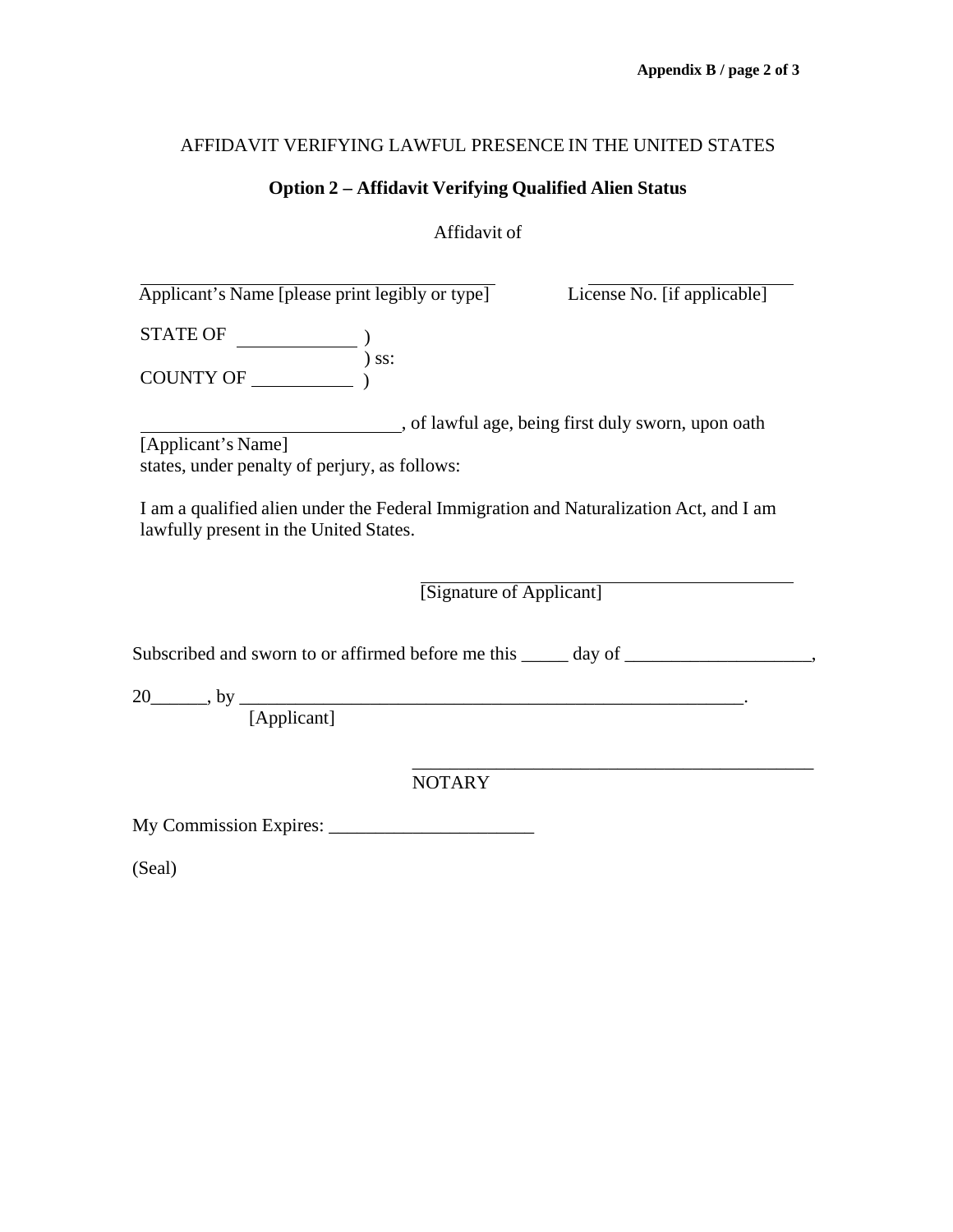AFFIDAVIT VERIFYING LAWFUL PRESENCE IN THE UNITED STATES

**Option 2 – Affidavit Verifying Qualified Alien Status**

Affidavit of

______________________________ ____________________

Applicant's Name [please print legibly or type] License No. [if applicable]

STATE OF ____________ )
) ss:
COUNTY OF ___________ )

____________________________, of lawful age, being first duly sworn, upon oath
[Applicant's Name]
states, under penalty of perjury, as follows:

I am a qualified alien under the Federal Immigration and Naturalization Act, and I am lawfully present in the United States.

______________________________
[Signature of Applicant]

Subscribed and sworn to or affirmed before me this _____ day of ____________________,

20______, by ________________________________________________________.
[Applicant]

____________________________________________
NOTARY

My Commission Expires: ______________________

(Seal)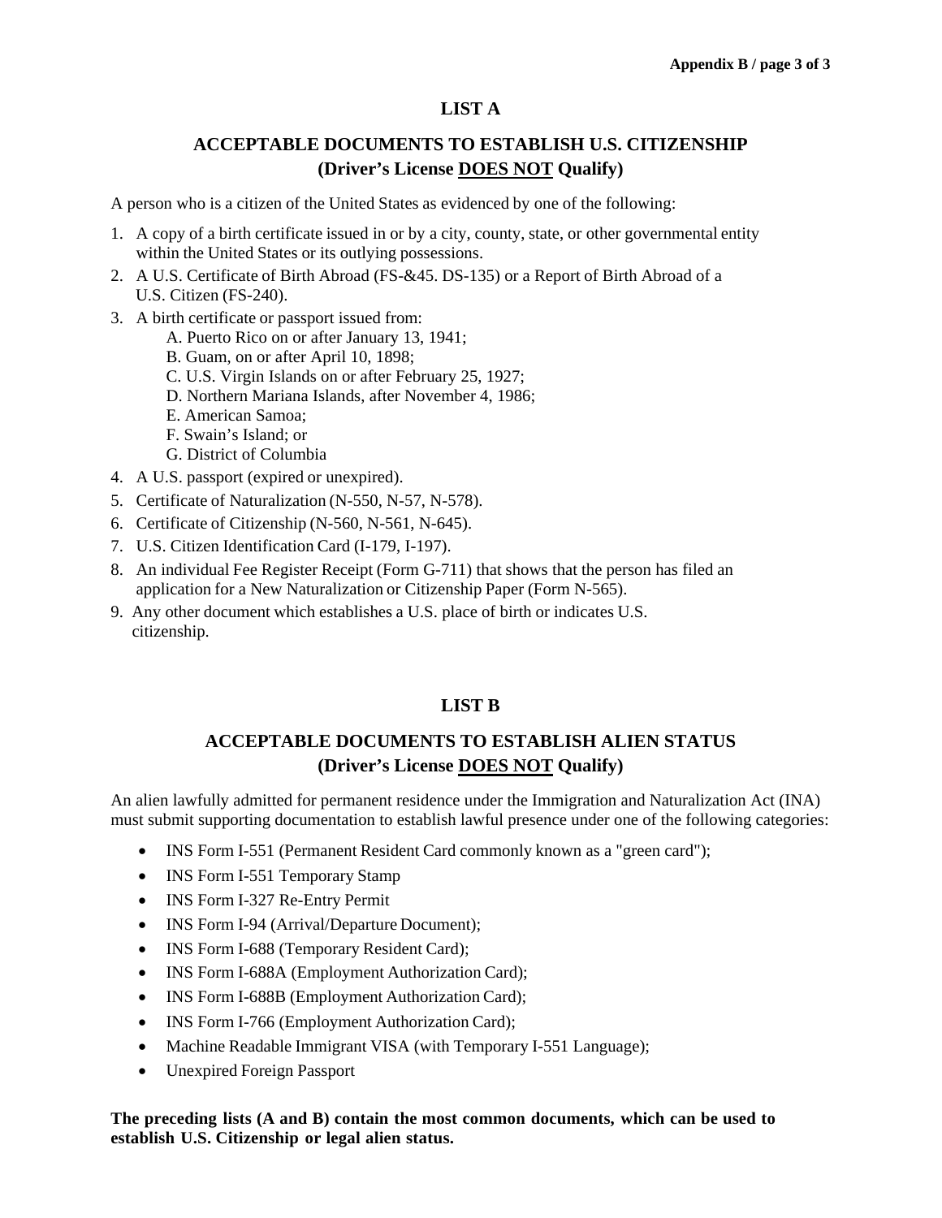## LIST A

## ACCEPTABLE DOCUMENTS TO ESTABLISH U.S. CITIZENSHIP (Driver's License DOES NOT Qualify)

A person who is a citizen of the United States as evidenced by one of the following:

1. A copy of a birth certificate issued in or by a city, county, state, or other governmental entity within the United States or its outlying possessions.
2. A U.S. Certificate of Birth Abroad (FS-&45. DS-135) or a Report of Birth Abroad of a U.S. Citizen (FS-240).
3. A birth certificate or passport issued from:
   - A. Puerto Rico on or after January 13, 1941;
   - B. Guam, on or after April 10, 1898;
   - C. U.S. Virgin Islands on or after February 25, 1927;
   - D. Northern Mariana Islands, after November 4, 1986;
   - E. American Samoa;
   - F. Swain's Island; or
   - G. District of Columbia
4. A U.S. passport (expired or unexpired).
5. Certificate of Naturalization (N-550, N-57, N-578).
6. Certificate of Citizenship (N-560, N-561, N-645).
7. U.S. Citizen Identification Card (I-179, I-197).
8. An individual Fee Register Receipt (Form G-711) that shows that the person has filed an application for a New Naturalization or Citizenship Paper (Form N-565).
9. Any other document which establishes a U.S. place of birth or indicates U.S. citizenship.

## LIST B

## ACCEPTABLE DOCUMENTS TO ESTABLISH ALIEN STATUS (Driver's License DOES NOT Qualify)

An alien lawfully admitted for permanent residence under the Immigration and Naturalization Act (INA) must submit supporting documentation to establish lawful presence under one of the following categories:

- INS Form I-551 (Permanent Resident Card commonly known as a "green card");
- INS Form I-551 Temporary Stamp
- INS Form I-327 Re-Entry Permit
- INS Form I-94 (Arrival/Departure Document);
- INS Form I-688 (Temporary Resident Card);
- INS Form I-688A (Employment Authorization Card);
- INS Form I-688B (Employment Authorization Card);
- INS Form I-766 (Employment Authorization Card);
- Machine Readable Immigrant VISA (with Temporary I-551 Language);
- Unexpired Foreign Passport

**The preceding lists (A and B) contain the most common documents, which can be used to establish U.S. Citizenship or legal alien status.**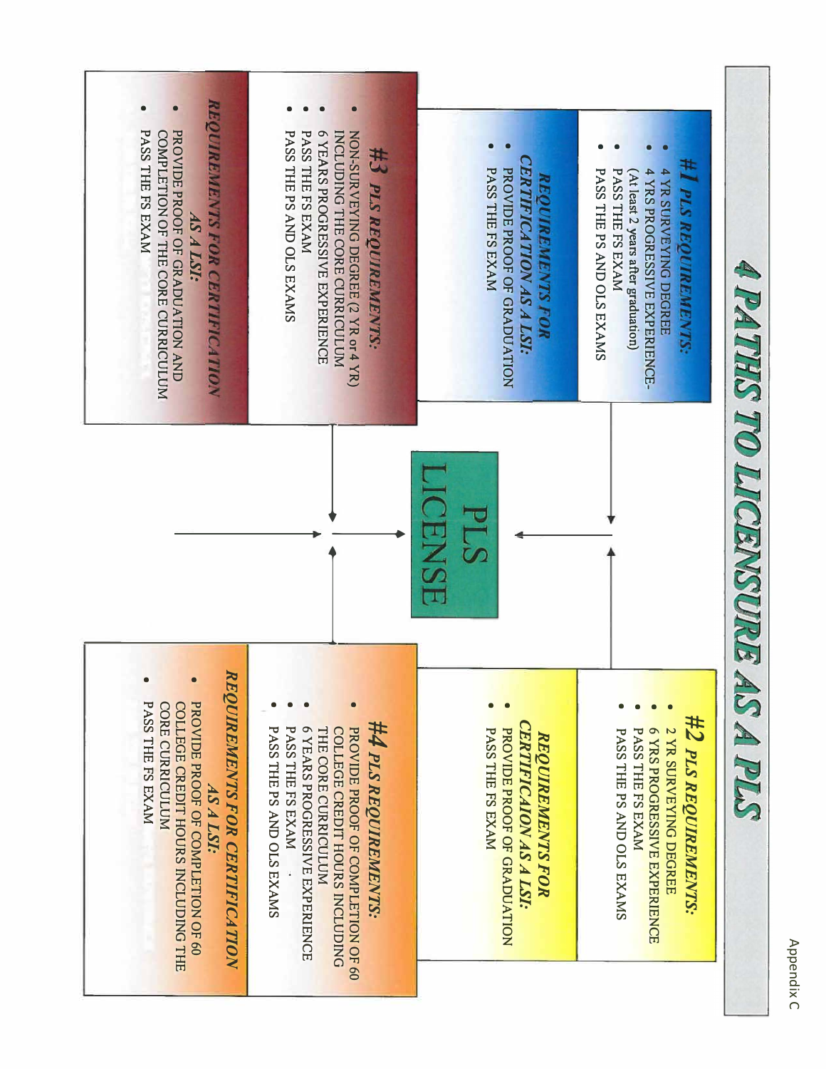Appendix C

# 4 PATHS TO LICENSURE AS A PLS

## #1 PLS REQUIREMENTS:

- 4 YR SURVEYING DEGREE
- 4 YRS PROGRESSIVE EXPERIENCE- (At least 2 years after graduation)
- PASS THE FS EXAM
- PASS THE PS AND OLS EXAMS

### REQUIREMENTS FOR CERTIFICATION AS A LSI:

- PROVIDE PROOF OF GRADUATION
- PASS THE FS EXAM

## #2 PLS REQUIREMENTS:

- 2 YR SURVEYING DEGREE
- 6 YRS PROGRESSIVE EXPERIENCE
- PASS THE FS EXAM
- PASS THE PS AND OLS EXAMS

### REQUIREMENTS FOR CERTIFICAION AS A LSI:

- PROVIDE PROOF OF GRADUATION
- PASS THE FS EXAM

## #3 PLS REQUIREMENTS:

- NON-SURVEYING DEGREE (2 YR or 4 YR) INCLUDING THE CORE CURRICULUM
- 6 YEARS PROGRESSIVE EXPERIENCE
- PASS THE FS EXAM
- PASS THE PS AND OLS EXAMS

### REQUIREMENTS FOR CERTIFICATION AS A LSI:

- PROVIDE PROOF OF GRADUATION AND COMPLETION OF THE CORE CURRICULUM
- PASS THE FS EXAM

## #4 PLS REQUIREMENTS:

- PROVIDE PROOF OF COMPLETION OF 60 COLLEGE CREDIT HOURS INCLUDING THE CORE CURRICULUM
- 6 YEARS PROGRESSIVE EXPERIENCE
- PASS THE FS EXAM
- PASS THE PS AND OLS EXAMS

### REQUIREMENTS FOR CERTIFICATION AS A LSI:

- PROVIDE PROOF OF COMPLETION OF 60 COLLEGE CREDIT HOURS INCLUDING THE CORE CURRICULUM
- PASS THE FS EXAM

PLS LICENSE